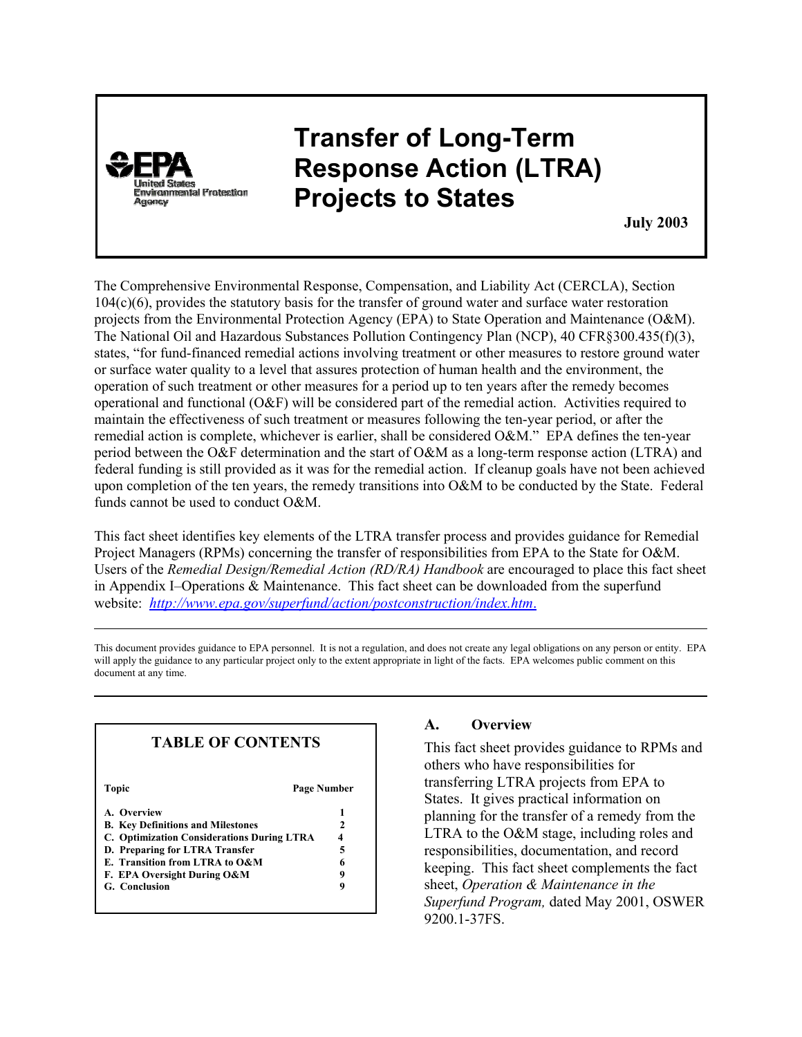United States Environmental Protection Agency

# Transfer of Long-Term Response Action (LTRA) Projects to States

**July 2003**

The Comprehensive Environmental Response, Compensation, and Liability Act (CERCLA), Section 104(c)(6), provides the statutory basis for the transfer of ground water and surface water restoration projects from the Environmental Protection Agency (EPA) to State Operation and Maintenance (O&M). The National Oil and Hazardous Substances Pollution Contingency Plan (NCP), 40 CFR§300.435(f)(3), states, "for fund-financed remedial actions involving treatment or other measures to restore ground water or surface water quality to a level that assures protection of human health and the environment, the operation of such treatment or other measures for a period up to ten years after the remedy becomes operational and functional (O&F) will be considered part of the remedial action. Activities required to maintain the effectiveness of such treatment or measures following the ten-year period, or after the remedial action is complete, whichever is earlier, shall be considered O&M." EPA defines the ten-year period between the O&F determination and the start of O&M as a long-term response action (LTRA) and federal funding is still provided as it was for the remedial action. If cleanup goals have not been achieved upon completion of the ten years, the remedy transitions into O&M to be conducted by the State. Federal funds cannot be used to conduct O&M.

This fact sheet identifies key elements of the LTRA transfer process and provides guidance for Remedial Project Managers (RPMs) concerning the transfer of responsibilities from EPA to the State for O&M. Users of the *Remedial Design/Remedial Action (RD/RA) Handbook* are encouraged to place this fact sheet in Appendix I–Operations & Maintenance. This fact sheet can be downloaded from the superfund website: [http://www.epa.gov/superfund/action/postconstruction/index.htm](http://www.epa.gov/superfund/action/postconstruction/index.htm).

---

This document provides guidance to EPA personnel. It is not a regulation, and does not create any legal obligations on any person or entity. EPA will apply the guidance to any particular project only to the extent appropriate in light of the facts. EPA welcomes public comment on this document at any time.

---

**TABLE OF CONTENTS**

| Topic | Page Number |
|---|---|
| A. Overview | 1 |
| B. Key Definitions and Milestones | 2 |
| C. Optimization Considerations During LTRA | 4 |
| D. Preparing for LTRA Transfer | 5 |
| E. Transition from LTRA to O&M | 6 |
| F. EPA Oversight During O&M | 9 |
| G. Conclusion | 9 |

## A. Overview

This fact sheet provides guidance to RPMs and others who have responsibilities for transferring LTRA projects from EPA to States. It gives practical information on planning for the transfer of a remedy from the LTRA to the O&M stage, including roles and responsibilities, documentation, and record keeping. This fact sheet complements the fact sheet, *Operation & Maintenance in the Superfund Program,* dated May 2001, OSWER 9200.1-37FS.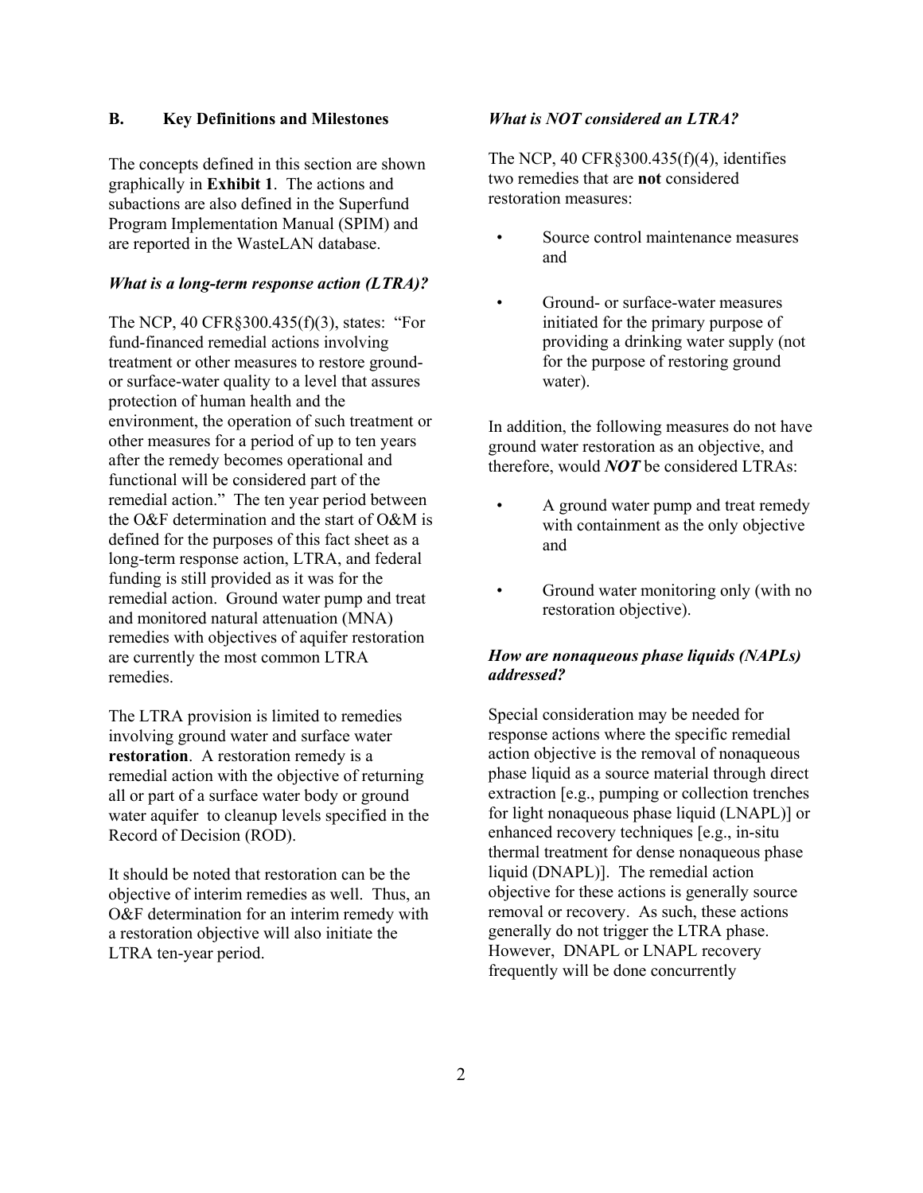## B. Key Definitions and Milestones

The concepts defined in this section are shown graphically in **Exhibit 1**. The actions and subactions are also defined in the Superfund Program Implementation Manual (SPIM) and are reported in the WasteLAN database.

### *What is a long-term response action (LTRA)?*

The NCP, 40 CFR§300.435(f)(3), states: "For fund-financed remedial actions involving treatment or other measures to restore ground- or surface-water quality to a level that assures protection of human health and the environment, the operation of such treatment or other measures for a period of up to ten years after the remedy becomes operational and functional will be considered part of the remedial action." The ten year period between the O&F determination and the start of O&M is defined for the purposes of this fact sheet as a long-term response action, LTRA, and federal funding is still provided as it was for the remedial action. Ground water pump and treat and monitored natural attenuation (MNA) remedies with objectives of aquifer restoration are currently the most common LTRA remedies.

The LTRA provision is limited to remedies involving ground water and surface water **restoration**. A restoration remedy is a remedial action with the objective of returning all or part of a surface water body or ground water aquifer to cleanup levels specified in the Record of Decision (ROD).

It should be noted that restoration can be the objective of interim remedies as well. Thus, an O&F determination for an interim remedy with a restoration objective will also initiate the LTRA ten-year period.

### *What is NOT considered an LTRA?*

The NCP, 40 CFR§300.435(f)(4), identifies two remedies that are **not** considered restoration measures:

- Source control maintenance measures and
- Ground- or surface-water measures initiated for the primary purpose of providing a drinking water supply (not for the purpose of restoring ground water).

In addition, the following measures do not have ground water restoration as an objective, and therefore, would ***NOT*** be considered LTRAs:

- A ground water pump and treat remedy with containment as the only objective and
- Ground water monitoring only (with no restoration objective).

### *How are nonaqueous phase liquids (NAPLs) addressed?*

Special consideration may be needed for response actions where the specific remedial action objective is the removal of nonaqueous phase liquid as a source material through direct extraction [e.g., pumping or collection trenches for light nonaqueous phase liquid (LNAPL)] or enhanced recovery techniques [e.g., in-situ thermal treatment for dense nonaqueous phase liquid (DNAPL)]. The remedial action objective for these actions is generally source removal or recovery. As such, these actions generally do not trigger the LTRA phase. However, DNAPL or LNAPL recovery frequently will be done concurrently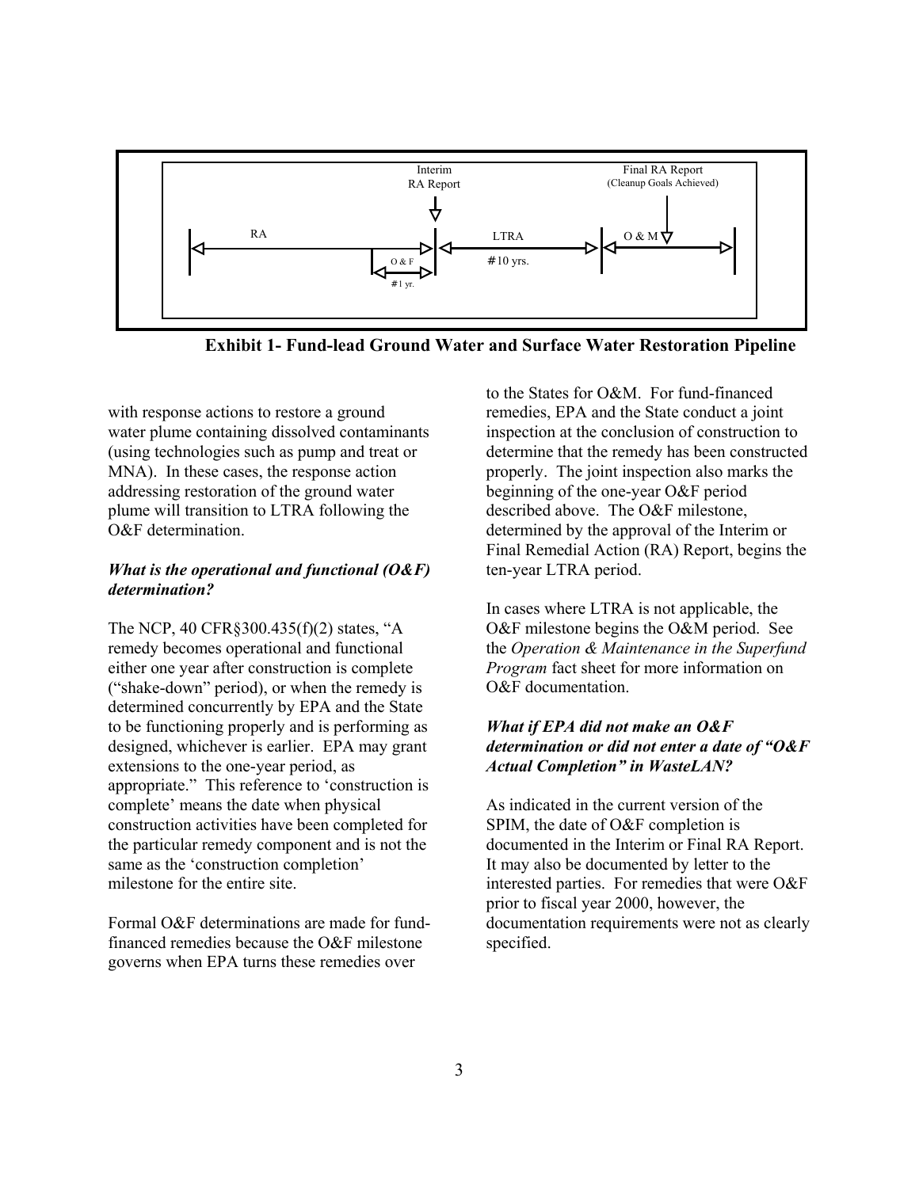**Exhibit 1- Fund-lead Ground Water and Surface Water Restoration Pipeline**

with response actions to restore a ground water plume containing dissolved contaminants (using technologies such as pump and treat or MNA). In these cases, the response action addressing restoration of the ground water plume will transition to LTRA following the O&F determination.

***What is the operational and functional (O&F) determination?***

The NCP, 40 CFR§300.435(f)(2) states, "A remedy becomes operational and functional either one year after construction is complete ("shake-down" period), or when the remedy is determined concurrently by EPA and the State to be functioning properly and is performing as designed, whichever is earlier. EPA may grant extensions to the one-year period, as appropriate." This reference to 'construction is complete' means the date when physical construction activities have been completed for the particular remedy component and is not the same as the 'construction completion' milestone for the entire site.

Formal O&F determinations are made for fund-financed remedies because the O&F milestone governs when EPA turns these remedies over to the States for O&M. For fund-financed remedies, EPA and the State conduct a joint inspection at the conclusion of construction to determine that the remedy has been constructed properly. The joint inspection also marks the beginning of the one-year O&F period described above. The O&F milestone, determined by the approval of the Interim or Final Remedial Action (RA) Report, begins the ten-year LTRA period.

In cases where LTRA is not applicable, the O&F milestone begins the O&M period. See the *Operation & Maintenance in the Superfund Program* fact sheet for more information on O&F documentation.

***What if EPA did not make an O&F determination or did not enter a date of "O&F Actual Completion" in WasteLAN?***

As indicated in the current version of the SPIM, the date of O&F completion is documented in the Interim or Final RA Report. It may also be documented by letter to the interested parties. For remedies that were O&F prior to fiscal year 2000, however, the documentation requirements were not as clearly specified.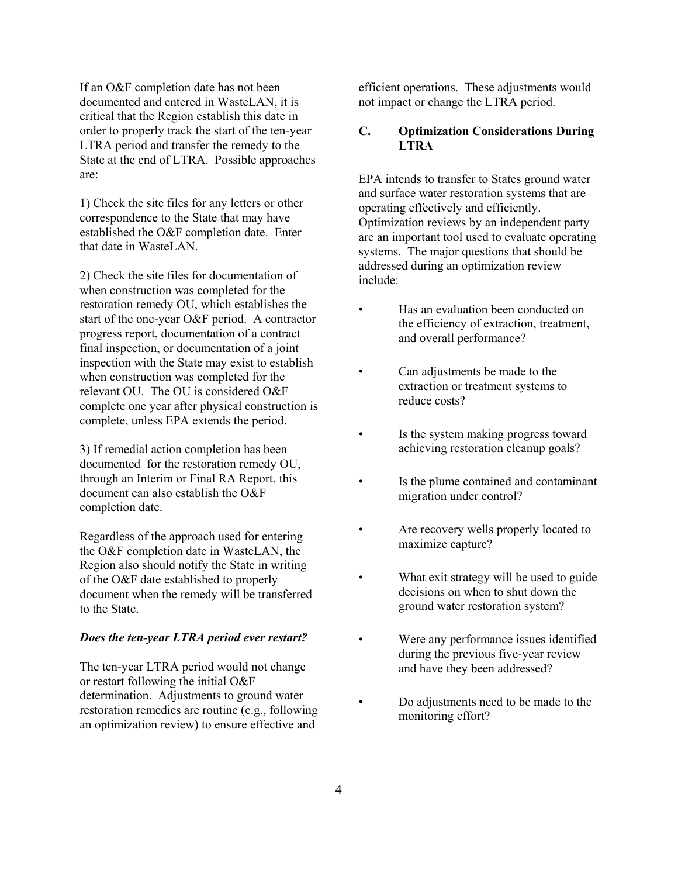If an O&F completion date has not been documented and entered in WasteLAN, it is critical that the Region establish this date in order to properly track the start of the ten-year LTRA period and transfer the remedy to the State at the end of LTRA. Possible approaches are:

1) Check the site files for any letters or other correspondence to the State that may have established the O&F completion date. Enter that date in WasteLAN.

2) Check the site files for documentation of when construction was completed for the restoration remedy OU, which establishes the start of the one-year O&F period. A contractor progress report, documentation of a contract final inspection, or documentation of a joint inspection with the State may exist to establish when construction was completed for the relevant OU. The OU is considered O&F complete one year after physical construction is complete, unless EPA extends the period.

3) If remedial action completion has been documented for the restoration remedy OU, through an Interim or Final RA Report, this document can also establish the O&F completion date.

Regardless of the approach used for entering the O&F completion date in WasteLAN, the Region also should notify the State in writing of the O&F date established to properly document when the remedy will be transferred to the State.

***Does the ten-year LTRA period ever restart?***

The ten-year LTRA period would not change or restart following the initial O&F determination. Adjustments to ground water restoration remedies are routine (e.g., following an optimization review) to ensure effective and efficient operations. These adjustments would not impact or change the LTRA period.

## C. Optimization Considerations During LTRA

EPA intends to transfer to States ground water and surface water restoration systems that are operating effectively and efficiently. Optimization reviews by an independent party are an important tool used to evaluate operating systems. The major questions that should be addressed during an optimization review include:

- Has an evaluation been conducted on the efficiency of extraction, treatment, and overall performance?
- Can adjustments be made to the extraction or treatment systems to reduce costs?
- Is the system making progress toward achieving restoration cleanup goals?
- Is the plume contained and contaminant migration under control?
- Are recovery wells properly located to maximize capture?
- What exit strategy will be used to guide decisions on when to shut down the ground water restoration system?
- Were any performance issues identified during the previous five-year review and have they been addressed?
- Do adjustments need to be made to the monitoring effort?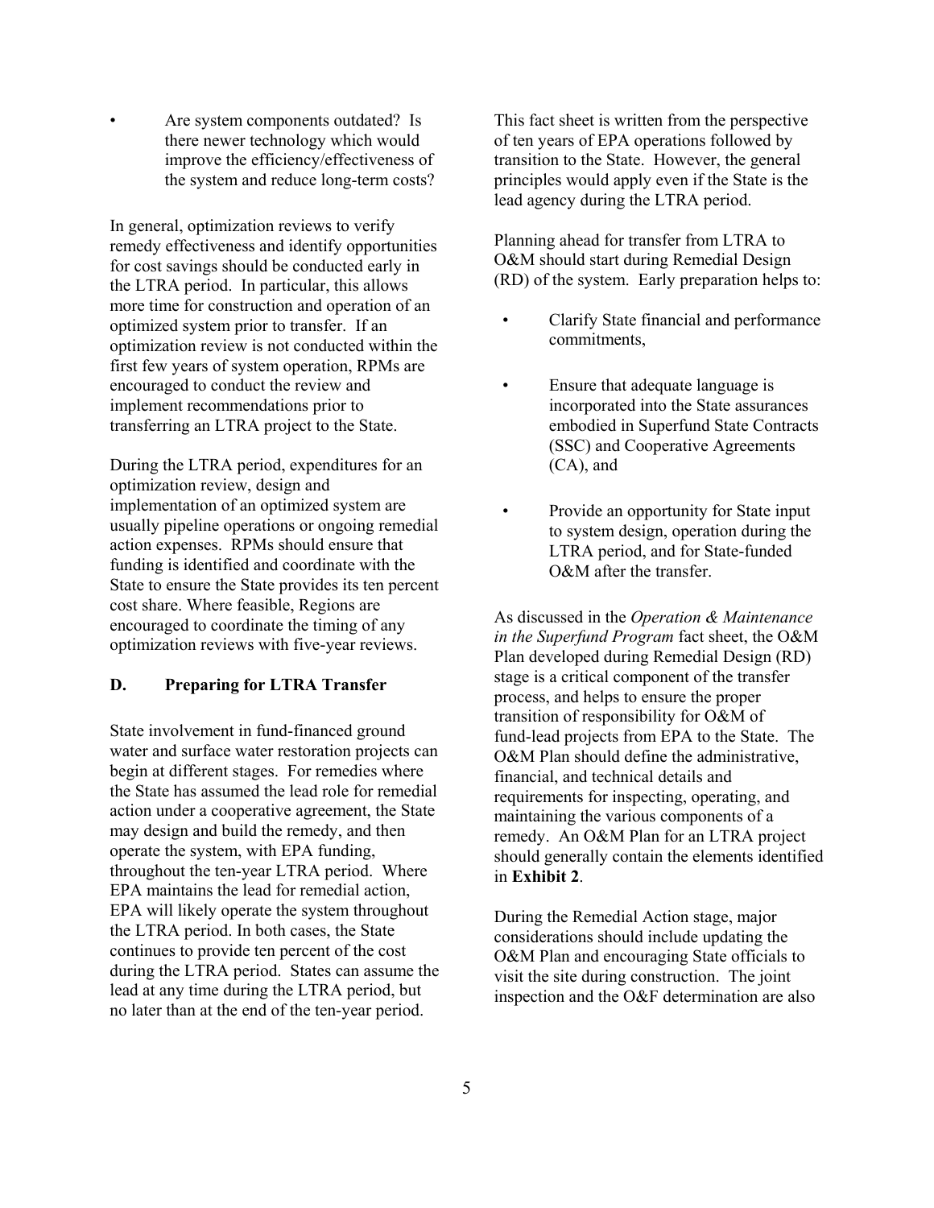- Are system components outdated? Is there newer technology which would improve the efficiency/effectiveness of the system and reduce long-term costs?

In general, optimization reviews to verify remedy effectiveness and identify opportunities for cost savings should be conducted early in the LTRA period. In particular, this allows more time for construction and operation of an optimized system prior to transfer. If an optimization review is not conducted within the first few years of system operation, RPMs are encouraged to conduct the review and implement recommendations prior to transferring an LTRA project to the State.

During the LTRA period, expenditures for an optimization review, design and implementation of an optimized system are usually pipeline operations or ongoing remedial action expenses. RPMs should ensure that funding is identified and coordinate with the State to ensure the State provides its ten percent cost share. Where feasible, Regions are encouraged to coordinate the timing of any optimization reviews with five-year reviews.

### D. Preparing for LTRA Transfer

State involvement in fund-financed ground water and surface water restoration projects can begin at different stages. For remedies where the State has assumed the lead role for remedial action under a cooperative agreement, the State may design and build the remedy, and then operate the system, with EPA funding, throughout the ten-year LTRA period. Where EPA maintains the lead for remedial action, EPA will likely operate the system throughout the LTRA period. In both cases, the State continues to provide ten percent of the cost during the LTRA period. States can assume the lead at any time during the LTRA period, but no later than at the end of the ten-year period.

This fact sheet is written from the perspective of ten years of EPA operations followed by transition to the State. However, the general principles would apply even if the State is the lead agency during the LTRA period.

Planning ahead for transfer from LTRA to O&M should start during Remedial Design (RD) of the system. Early preparation helps to:

- Clarify State financial and performance commitments,
- Ensure that adequate language is incorporated into the State assurances embodied in Superfund State Contracts (SSC) and Cooperative Agreements (CA), and
- Provide an opportunity for State input to system design, operation during the LTRA period, and for State-funded O&M after the transfer.

As discussed in the *Operation & Maintenance in the Superfund Program* fact sheet, the O&M Plan developed during Remedial Design (RD) stage is a critical component of the transfer process, and helps to ensure the proper transition of responsibility for O&M of fund-lead projects from EPA to the State. The O&M Plan should define the administrative, financial, and technical details and requirements for inspecting, operating, and maintaining the various components of a remedy. An O&M Plan for an LTRA project should generally contain the elements identified in **Exhibit 2**.

During the Remedial Action stage, major considerations should include updating the O&M Plan and encouraging State officials to visit the site during construction. The joint inspection and the O&F determination are also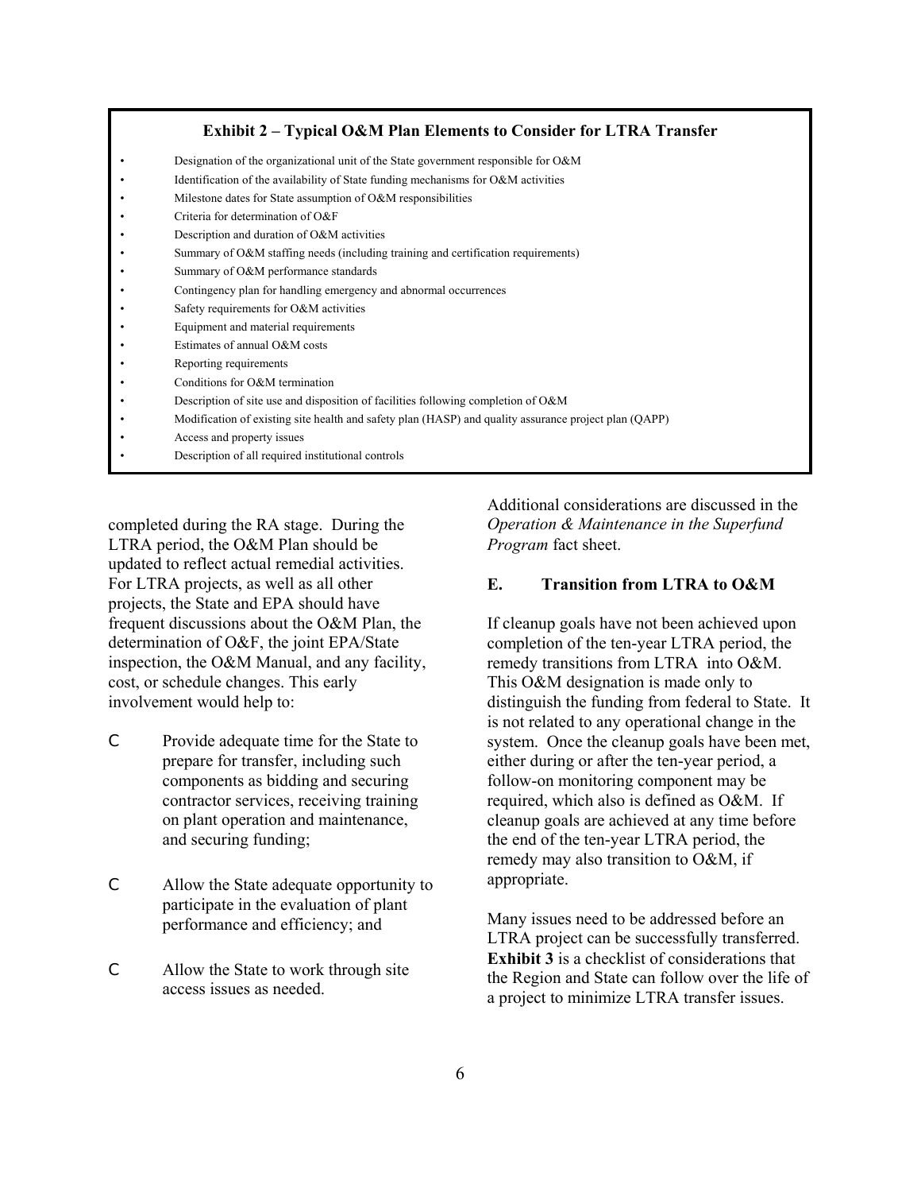**Exhibit 2 – Typical O&M Plan Elements to Consider for LTRA Transfer**

- Designation of the organizational unit of the State government responsible for O&M
- Identification of the availability of State funding mechanisms for O&M activities
- Milestone dates for State assumption of O&M responsibilities
- Criteria for determination of O&F
- Description and duration of O&M activities
- Summary of O&M staffing needs (including training and certification requirements)
- Summary of O&M performance standards
- Contingency plan for handling emergency and abnormal occurrences
- Safety requirements for O&M activities
- Equipment and material requirements
- Estimates of annual O&M costs
- Reporting requirements
- Conditions for O&M termination
- Description of site use and disposition of facilities following completion of O&M
- Modification of existing site health and safety plan (HASP) and quality assurance project plan (QAPP)
- Access and property issues
- Description of all required institutional controls

completed during the RA stage. During the LTRA period, the O&M Plan should be updated to reflect actual remedial activities. For LTRA projects, as well as all other projects, the State and EPA should have frequent discussions about the O&M Plan, the determination of O&F, the joint EPA/State inspection, the O&M Manual, and any facility, cost, or schedule changes. This early involvement would help to:

- Provide adequate time for the State to prepare for transfer, including such components as bidding and securing contractor services, receiving training on plant operation and maintenance, and securing funding;
- Allow the State adequate opportunity to participate in the evaluation of plant performance and efficiency; and
- Allow the State to work through site access issues as needed.

Additional considerations are discussed in the *Operation & Maintenance in the Superfund Program* fact sheet.

### E. Transition from LTRA to O&M

If cleanup goals have not been achieved upon completion of the ten-year LTRA period, the remedy transitions from LTRA into O&M. This O&M designation is made only to distinguish the funding from federal to State. It is not related to any operational change in the system. Once the cleanup goals have been met, either during or after the ten-year period, a follow-on monitoring component may be required, which also is defined as O&M. If cleanup goals are achieved at any time before the end of the ten-year LTRA period, the remedy may also transition to O&M, if appropriate.

Many issues need to be addressed before an LTRA project can be successfully transferred. **Exhibit 3** is a checklist of considerations that the Region and State can follow over the life of a project to minimize LTRA transfer issues.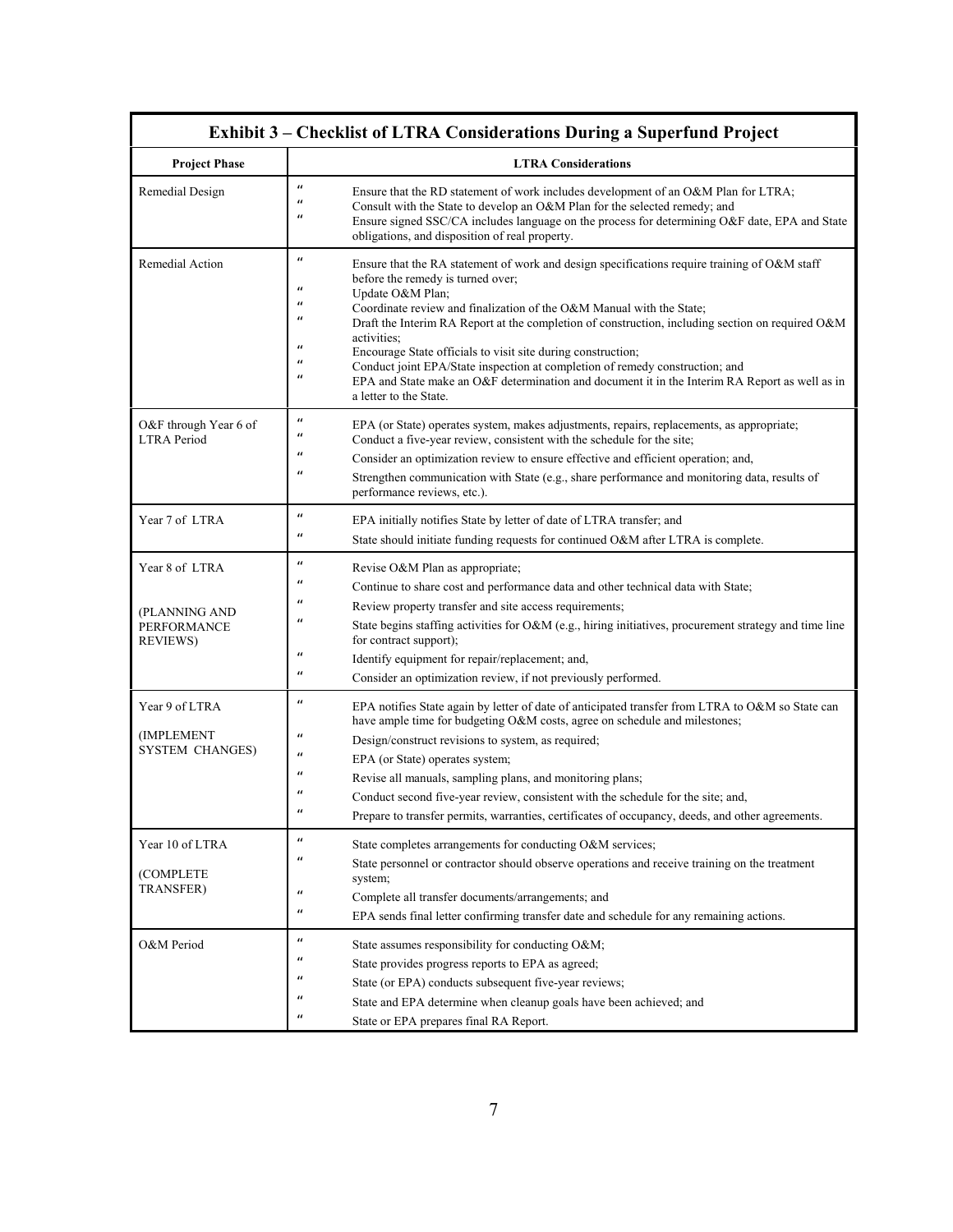## Exhibit 3 – Checklist of LTRA Considerations During a Superfund Project

| Project Phase | LTRA Considerations |
|---|---|
| Remedial Design | " Ensure that the RD statement of work includes development of an O&M Plan for LTRA;<br>" Consult with the State to develop an O&M Plan for the selected remedy; and<br>" Ensure signed SSC/CA includes language on the process for determining O&F date, EPA and State obligations, and disposition of real property. |
| Remedial Action | " Ensure that the RA statement of work and design specifications require training of O&M staff before the remedy is turned over;<br>" Update O&M Plan;<br>" Coordinate review and finalization of the O&M Manual with the State;<br>" Draft the Interim RA Report at the completion of construction, including section on required O&M activities;<br>" Encourage State officials to visit site during construction;<br>" Conduct joint EPA/State inspection at completion of remedy construction; and<br>" EPA and State make an O&F determination and document it in the Interim RA Report as well as in a letter to the State. |
| O&F through Year 6 of LTRA Period | " EPA (or State) operates system, makes adjustments, repairs, replacements, as appropriate;<br>" Conduct a five-year review, consistent with the schedule for the site;<br>" Consider an optimization review to ensure effective and efficient operation; and,<br>" Strengthen communication with State (e.g., share performance and monitoring data, results of performance reviews, etc.). |
| Year 7 of LTRA | " EPA initially notifies State by letter of date of LTRA transfer; and<br>" State should initiate funding requests for continued O&M after LTRA is complete. |
| Year 8 of LTRA<br><br>(PLANNING AND PERFORMANCE REVIEWS) | " Revise O&M Plan as appropriate;<br>" Continue to share cost and performance data and other technical data with State;<br>" Review property transfer and site access requirements;<br>" State begins staffing activities for O&M (e.g., hiring initiatives, procurement strategy and time line for contract support);<br>" Identify equipment for repair/replacement; and,<br>" Consider an optimization review, if not previously performed. |
| Year 9 of LTRA<br><br>(IMPLEMENT SYSTEM CHANGES) | " EPA notifies State again by letter of date of anticipated transfer from LTRA to O&M so State can have ample time for budgeting O&M costs, agree on schedule and milestones;<br>" Design/construct revisions to system, as required;<br>" EPA (or State) operates system;<br>" Revise all manuals, sampling plans, and monitoring plans;<br>" Conduct second five-year review, consistent with the schedule for the site; and,<br>" Prepare to transfer permits, warranties, certificates of occupancy, deeds, and other agreements. |
| Year 10 of LTRA<br><br>(COMPLETE TRANSFER) | " State completes arrangements for conducting O&M services;<br>" State personnel or contractor should observe operations and receive training on the treatment system;<br>" Complete all transfer documents/arrangements; and<br>" EPA sends final letter confirming transfer date and schedule for any remaining actions. |
| O&M Period | " State assumes responsibility for conducting O&M;<br>" State provides progress reports to EPA as agreed;<br>" State (or EPA) conducts subsequent five-year reviews;<br>" State and EPA determine when cleanup goals have been achieved; and<br>" State or EPA prepares final RA Report. |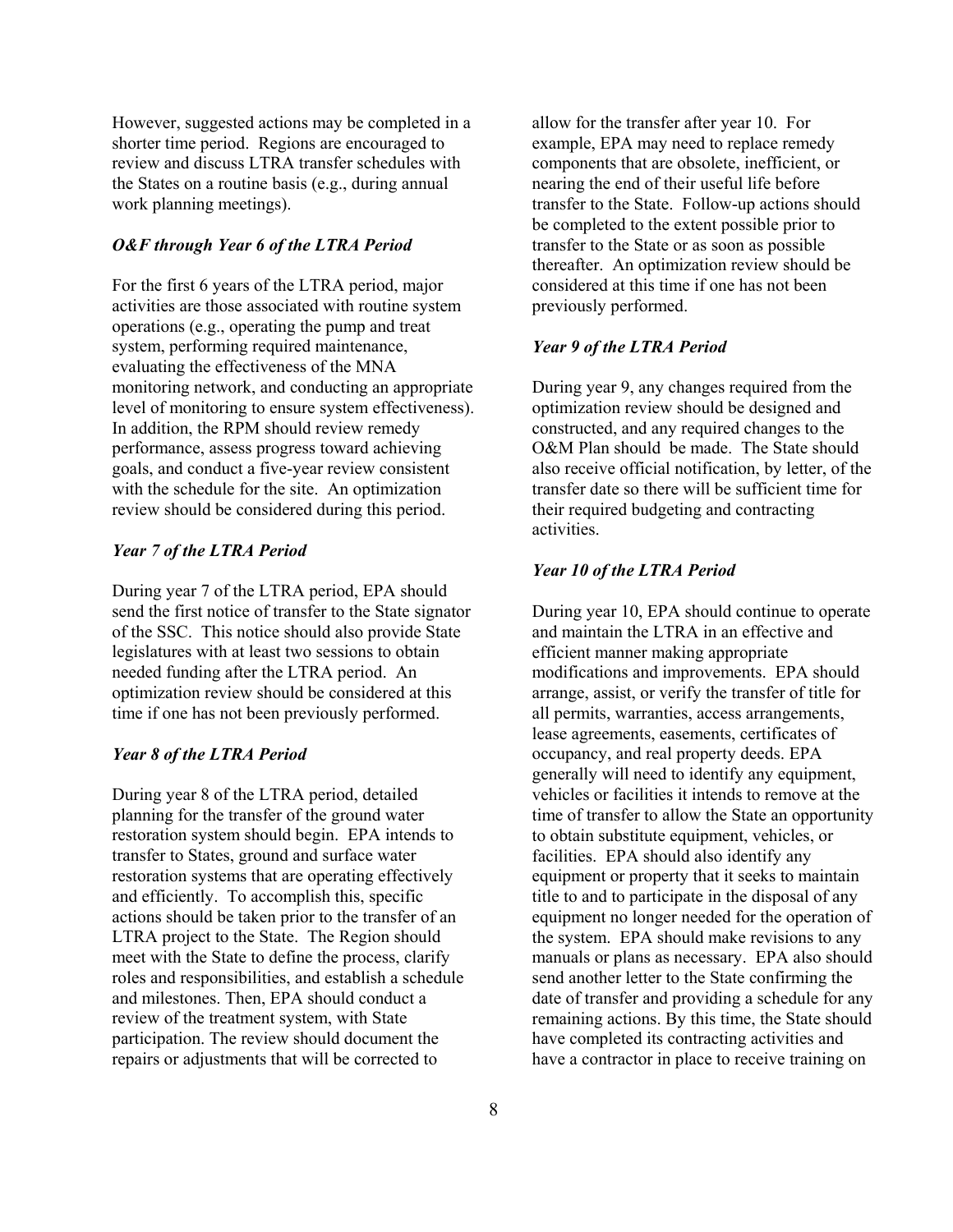However, suggested actions may be completed in a shorter time period. Regions are encouraged to review and discuss LTRA transfer schedules with the States on a routine basis (e.g., during annual work planning meetings).

### *O&F through Year 6 of the LTRA Period*

For the first 6 years of the LTRA period, major activities are those associated with routine system operations (e.g., operating the pump and treat system, performing required maintenance, evaluating the effectiveness of the MNA monitoring network, and conducting an appropriate level of monitoring to ensure system effectiveness). In addition, the RPM should review remedy performance, assess progress toward achieving goals, and conduct a five-year review consistent with the schedule for the site. An optimization review should be considered during this period.

### *Year 7 of the LTRA Period*

During year 7 of the LTRA period, EPA should send the first notice of transfer to the State signator of the SSC. This notice should also provide State legislatures with at least two sessions to obtain needed funding after the LTRA period. An optimization review should be considered at this time if one has not been previously performed.

### *Year 8 of the LTRA Period*

During year 8 of the LTRA period, detailed planning for the transfer of the ground water restoration system should begin. EPA intends to transfer to States, ground and surface water restoration systems that are operating effectively and efficiently. To accomplish this, specific actions should be taken prior to the transfer of an LTRA project to the State. The Region should meet with the State to define the process, clarify roles and responsibilities, and establish a schedule and milestones. Then, EPA should conduct a review of the treatment system, with State participation. The review should document the repairs or adjustments that will be corrected to allow for the transfer after year 10. For example, EPA may need to replace remedy components that are obsolete, inefficient, or nearing the end of their useful life before transfer to the State. Follow-up actions should be completed to the extent possible prior to transfer to the State or as soon as possible thereafter. An optimization review should be considered at this time if one has not been previously performed.

### *Year 9 of the LTRA Period*

During year 9, any changes required from the optimization review should be designed and constructed, and any required changes to the O&M Plan should be made. The State should also receive official notification, by letter, of the transfer date so there will be sufficient time for their required budgeting and contracting activities.

### *Year 10 of the LTRA Period*

During year 10, EPA should continue to operate and maintain the LTRA in an effective and efficient manner making appropriate modifications and improvements. EPA should arrange, assist, or verify the transfer of title for all permits, warranties, access arrangements, lease agreements, easements, certificates of occupancy, and real property deeds. EPA generally will need to identify any equipment, vehicles or facilities it intends to remove at the time of transfer to allow the State an opportunity to obtain substitute equipment, vehicles, or facilities. EPA should also identify any equipment or property that it seeks to maintain title to and to participate in the disposal of any equipment no longer needed for the operation of the system. EPA should make revisions to any manuals or plans as necessary. EPA also should send another letter to the State confirming the date of transfer and providing a schedule for any remaining actions. By this time, the State should have completed its contracting activities and have a contractor in place to receive training on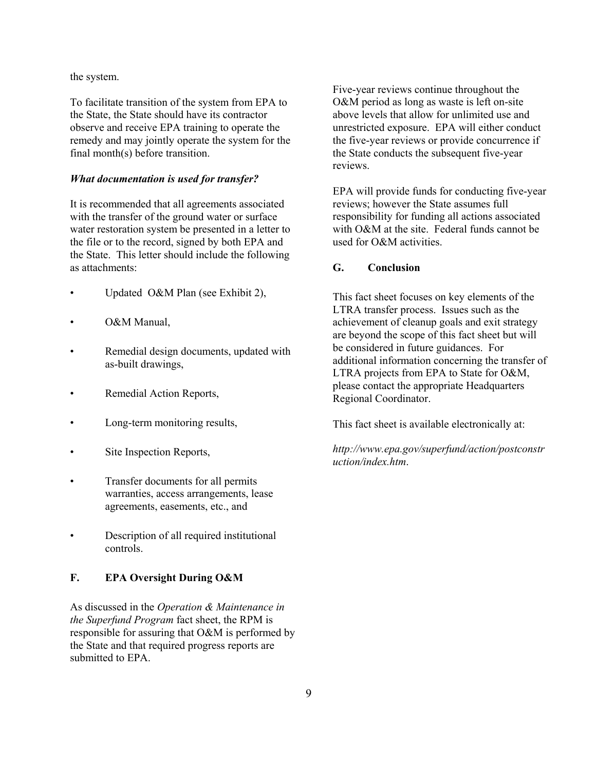the system.

To facilitate transition of the system from EPA to the State, the State should have its contractor observe and receive EPA training to operate the remedy and may jointly operate the system for the final month(s) before transition.

***What documentation is used for transfer?***

It is recommended that all agreements associated with the transfer of the ground water or surface water restoration system be presented in a letter to the file or to the record, signed by both EPA and the State. This letter should include the following as attachments:

- Updated O&M Plan (see Exhibit 2),
- O&M Manual,
- Remedial design documents, updated with as-built drawings,
- Remedial Action Reports,
- Long-term monitoring results,
- Site Inspection Reports,
- Transfer documents for all permits warranties, access arrangements, lease agreements, easements, etc., and
- Description of all required institutional controls.

## F. EPA Oversight During O&M

As discussed in the *Operation & Maintenance in the Superfund Program* fact sheet, the RPM is responsible for assuring that O&M is performed by the State and that required progress reports are submitted to EPA.

Five-year reviews continue throughout the O&M period as long as waste is left on-site above levels that allow for unlimited use and unrestricted exposure. EPA will either conduct the five-year reviews or provide concurrence if the State conducts the subsequent five-year reviews.

EPA will provide funds for conducting five-year reviews; however the State assumes full responsibility for funding all actions associated with O&M at the site. Federal funds cannot be used for O&M activities.

## G. Conclusion

This fact sheet focuses on key elements of the LTRA transfer process. Issues such as the achievement of cleanup goals and exit strategy are beyond the scope of this fact sheet but will be considered in future guidances. For additional information concerning the transfer of LTRA projects from EPA to State for O&M, please contact the appropriate Headquarters Regional Coordinator.

This fact sheet is available electronically at:

*http://www.epa.gov/superfund/action/postconstruction/index.htm*.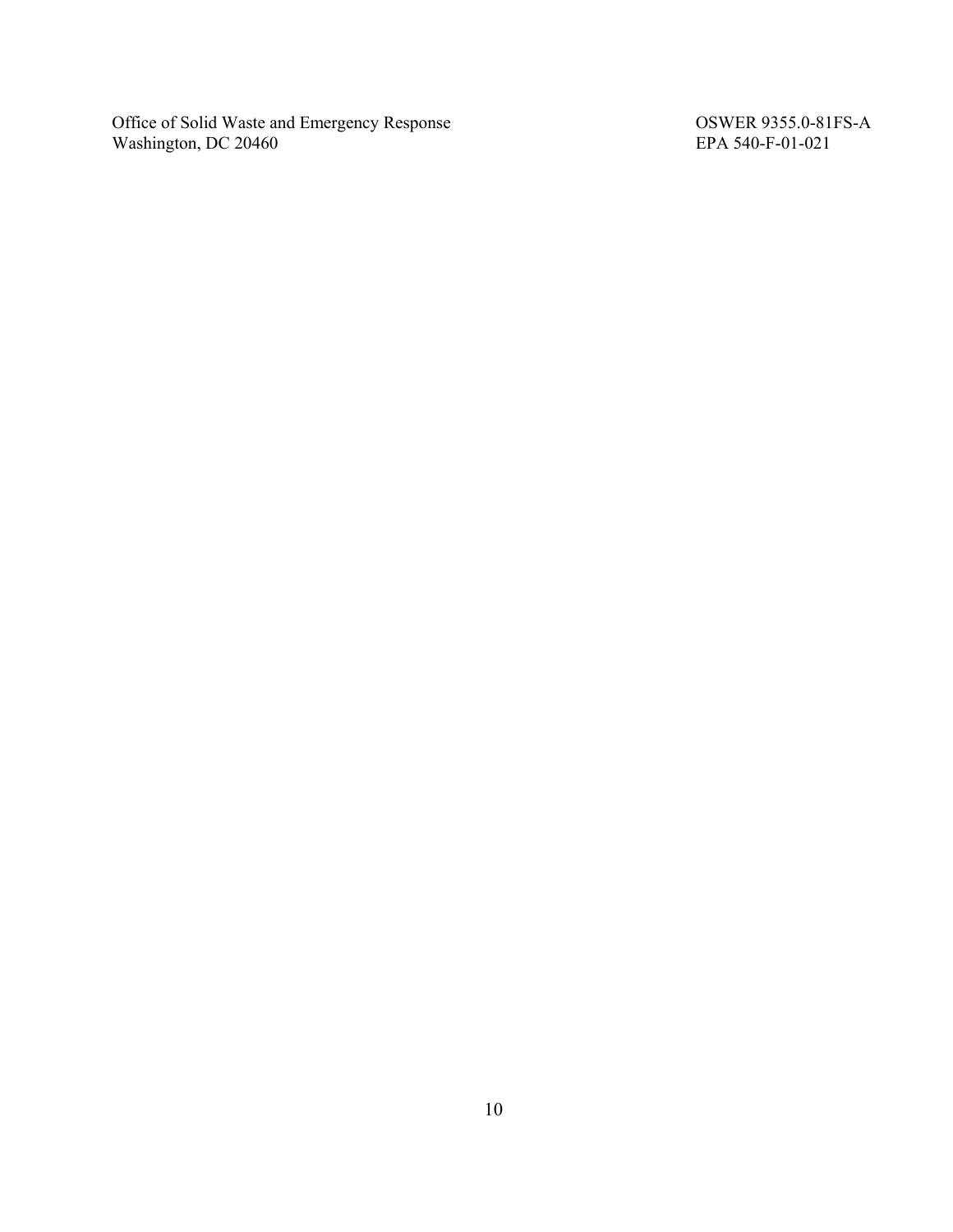Office of Solid Waste and Emergency Response
Washington, DC 20460

OSWER 9355.0-81FS-A
EPA 540-F-01-021